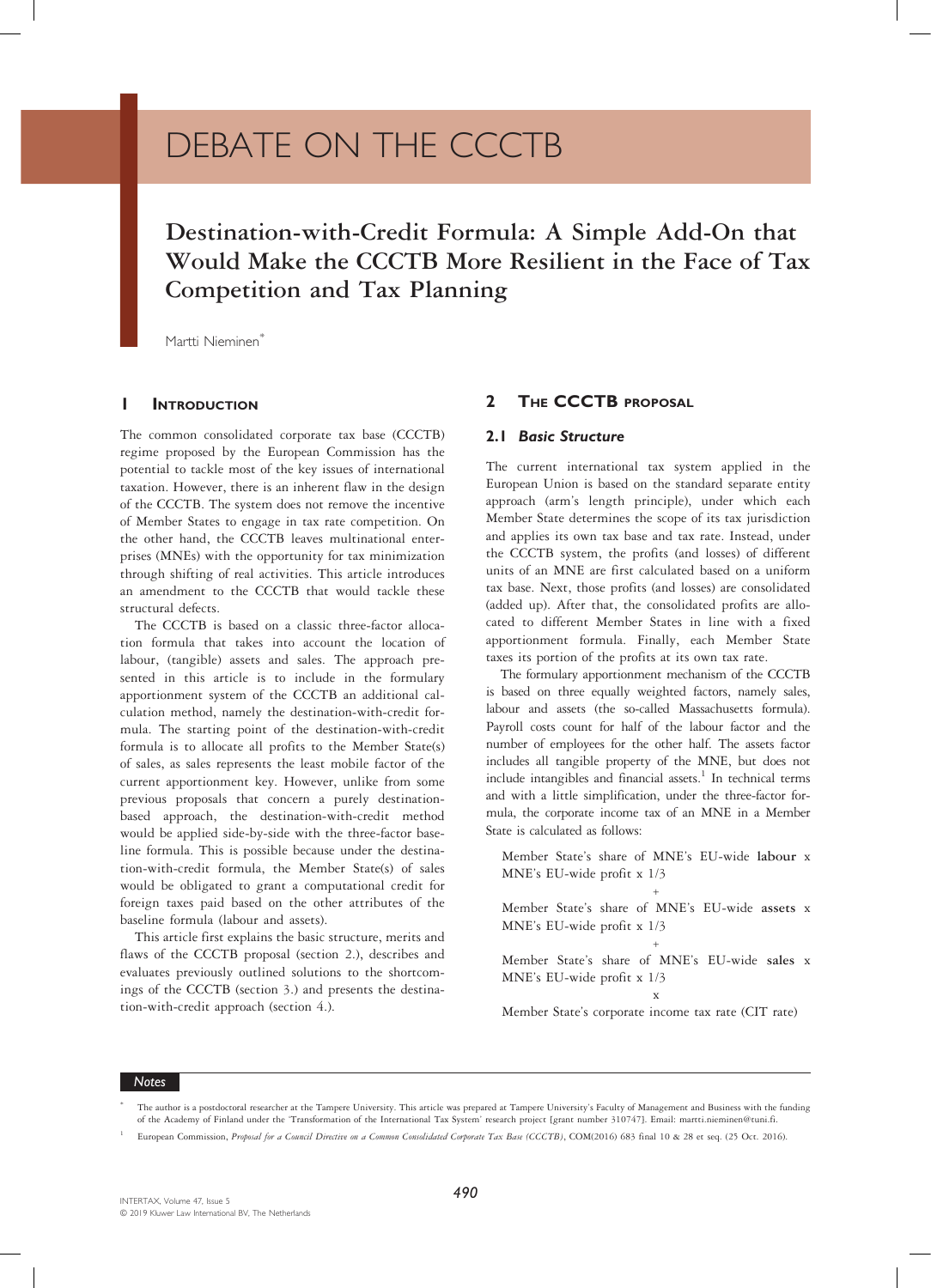# DEBATE ON THE CCCTB

## Destination-with-Credit Formula: A Simple Add-On that Would Make the CCCTB More Resilient in the Face of Tax Competition and Tax Planning

Martti Nieminen[*]

## 1 Introduction

The common consolidated corporate tax base (CCCTB) regime proposed by the European Commission has the potential to tackle most of the key issues of international taxation. However, there is an inherent flaw in the design of the CCCTB. The system does not remove the incentive of Member States to engage in tax rate competition. On the other hand, the CCCTB leaves multinational enterprises (MNEs) with the opportunity for tax minimization through shifting of real activities. This article introduces an amendment to the CCCTB that would tackle these structural defects.

The CCCTB is based on a classic three-factor allocation formula that takes into account the location of labour, (tangible) assets and sales. The approach presented in this article is to include in the formulary apportionment system of the CCCTB an additional calculation method, namely the destination-with-credit formula. The starting point of the destination-with-credit formula is to allocate all profits to the Member State(s) of sales, as sales represents the least mobile factor of the current apportionment key. However, unlike from some previous proposals that concern a purely destination-based approach, the destination-with-credit method would be applied side-by-side with the three-factor baseline formula. This is possible because under the destination-with-credit formula, the Member State(s) of sales would be obligated to grant a computational credit for foreign taxes paid based on the other attributes of the baseline formula (labour and assets).

This article first explains the basic structure, merits and flaws of the CCCTB proposal (section 2.), describes and evaluates previously outlined solutions to the shortcomings of the CCCTB (section 3.) and presents the destination-with-credit approach (section 4.).

## 2 The CCCTB proposal

### 2.1 *Basic Structure*

The current international tax system applied in the European Union is based on the standard separate entity approach (arm's length principle), under which each Member State determines the scope of its tax jurisdiction and applies its own tax base and tax rate. Instead, under the CCCTB system, the profits (and losses) of different units of an MNE are first calculated based on a uniform tax base. Next, those profits (and losses) are consolidated (added up). After that, the consolidated profits are allocated to different Member States in line with a fixed apportionment formula. Finally, each Member State taxes its portion of the profits at its own tax rate.

The formulary apportionment mechanism of the CCCTB is based on three equally weighted factors, namely sales, labour and assets (the so-called Massachusetts formula). Payroll costs count for half of the labour factor and the number of employees for the other half. The assets factor includes all tangible property of the MNE, but does not include intangibles and financial assets.[1] In technical terms and with a little simplification, under the three-factor formula, the corporate income tax of an MNE in a Member State is calculated as follows:

> Member State's share of MNE's EU-wide **labour** x MNE's EU-wide profit x 1/3
>
> \+
>
> Member State's share of MNE's EU-wide **assets** x MNE's EU-wide profit x 1/3
>
> \+
>
> Member State's share of MNE's EU-wide **sales** x MNE's EU-wide profit x 1/3
>
> x
>
> Member State's corporate income tax rate (CIT rate)

---

*Notes*

[*] The author is a postdoctoral researcher at the Tampere University. This article was prepared at Tampere University's Faculty of Management and Business with the funding of the Academy of Finland under the 'Transformation of the International Tax System' research project [grant number 310747]. Email: martti.nieminen@tuni.fi.

[1] European Commission, *Proposal for a Council Directive on a Common Consolidated Corporate Tax Base (CCCTB)*, COM(2016) 683 final 10 & 28 et seq. (25 Oct. 2016).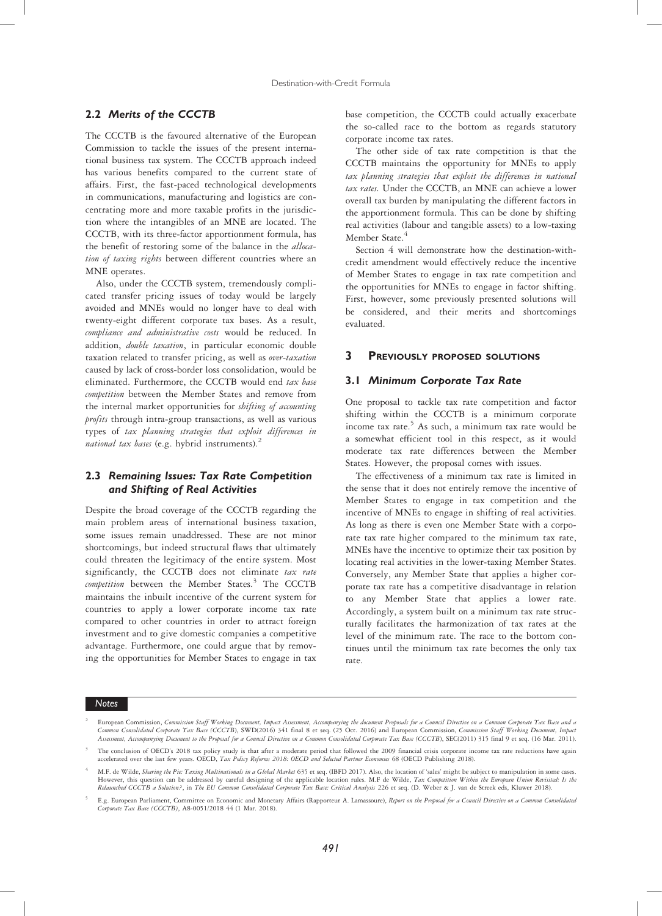## 2.2 *Merits of the CCCTB*

The CCCTB is the favoured alternative of the European Commission to tackle the issues of the present international business tax system. The CCCTB approach indeed has various benefits compared to the current state of affairs. First, the fast-paced technological developments in communications, manufacturing and logistics are concentrating more and more taxable profits in the jurisdiction where the intangibles of an MNE are located. The CCCTB, with its three-factor apportionment formula, has the benefit of restoring some of the balance in the *allocation of taxing rights* between different countries where an MNE operates.

Also, under the CCCTB system, tremendously complicated transfer pricing issues of today would be largely avoided and MNEs would no longer have to deal with twenty-eight different corporate tax bases. As a result, *compliance and administrative costs* would be reduced. In addition, *double taxation*, in particular economic double taxation related to transfer pricing, as well as *over-taxation* caused by lack of cross-border loss consolidation, would be eliminated. Furthermore, the CCCTB would end *tax base competition* between the Member States and remove from the internal market opportunities for *shifting of accounting profits* through intra-group transactions, as well as various types of *tax planning strategies that exploit differences in national tax bases* (e.g. hybrid instruments).[2]

## 2.3 *Remaining Issues: Tax Rate Competition and Shifting of Real Activities*

Despite the broad coverage of the CCCTB regarding the main problem areas of international business taxation, some issues remain unaddressed. These are not minor shortcomings, but indeed structural flaws that ultimately could threaten the legitimacy of the entire system. Most significantly, the CCCTB does not eliminate *tax rate competition* between the Member States.[3] The CCCTB maintains the inbuilt incentive of the current system for countries to apply a lower corporate income tax rate compared to other countries in order to attract foreign investment and to give domestic companies a competitive advantage. Furthermore, one could argue that by removing the opportunities for Member States to engage in tax base competition, the CCCTB could actually exacerbate the so-called race to the bottom as regards statutory corporate income tax rates.

The other side of tax rate competition is that the CCCTB maintains the opportunity for MNEs to apply *tax planning strategies that exploit the differences in national tax rates.* Under the CCCTB, an MNE can achieve a lower overall tax burden by manipulating the different factors in the apportionment formula. This can be done by shifting real activities (labour and tangible assets) to a low-taxing Member State.[4]

Section 4 will demonstrate how the destination-with-credit amendment would effectively reduce the incentive of Member States to engage in tax rate competition and the opportunities for MNEs to engage in factor shifting. First, however, some previously presented solutions will be considered, and their merits and shortcomings evaluated.

# 3 Previously Proposed Solutions

## 3.1 *Minimum Corporate Tax Rate*

One proposal to tackle tax rate competition and factor shifting within the CCCTB is a minimum corporate income tax rate.[5] As such, a minimum tax rate would be a somewhat efficient tool in this respect, as it would moderate tax rate differences between the Member States. However, the proposal comes with issues.

The effectiveness of a minimum tax rate is limited in the sense that it does not entirely remove the incentive of Member States to engage in tax competition and the incentive of MNEs to engage in shifting of real activities. As long as there is even one Member State with a corporate tax rate higher compared to the minimum tax rate, MNEs have the incentive to optimize their tax position by locating real activities in the lower-taxing Member States. Conversely, any Member State that applies a higher corporate tax rate has a competitive disadvantage in relation to any Member State that applies a lower rate. Accordingly, a system built on a minimum tax rate structurally facilitates the harmonization of tax rates at the level of the minimum rate. The race to the bottom continues until the minimum tax rate becomes the only tax rate.

**Notes**

[2] European Commission, *Commission Staff Working Document, Impact Assessment, Accompanying the document Proposals for a Council Directive on a Common Corporate Tax Base and a Common Consolidated Corporate Tax Base (CCCTB)*, SWD(2016) 341 final 8 et seq. (25 Oct. 2016) and European Commission, *Commission Staff Working Document, Impact Assessment, Accompanying Document to the Proposal for a Council Directive on a Common Consolidated Corporate Tax Base (CCCTB)*, SEC(2011) 315 final 9 et seq. (16 Mar. 2011).

[3] The conclusion of OECD's 2018 tax policy study is that after a moderate period that followed the 2009 financial crisis corporate income tax rate reductions have again accelerated over the last few years. OECD, *Tax Policy Reforms 2018: OECD and Selected Partner Economies* 68 (OECD Publishing 2018).

[4] M.F. de Wilde, *Sharing the Pie: Taxing Multinationals in a Global Market* 635 et seq. (IBFD 2017). Also, the location of 'sales' might be subject to manipulation in some cases. However, this question can be addressed by careful designing of the applicable location rules. M.F de Wilde, *Tax Competition Within the European Union Revisited: Is the Relaunched CCCTB a Solution?*, in *The EU Common Consolidated Corporate Tax Base: Critical Analysis* 226 et seq. (D. Weber & J. van de Streek eds, Kluwer 2018).

[5] E.g. European Parliament, Committee on Economic and Monetary Affairs (Rapporteur A. Lamassoure), *Report on the Proposal for a Council Directive on a Common Consolidated Corporate Tax Base (CCCTB)*, A8-0051/2018 44 (1 Mar. 2018).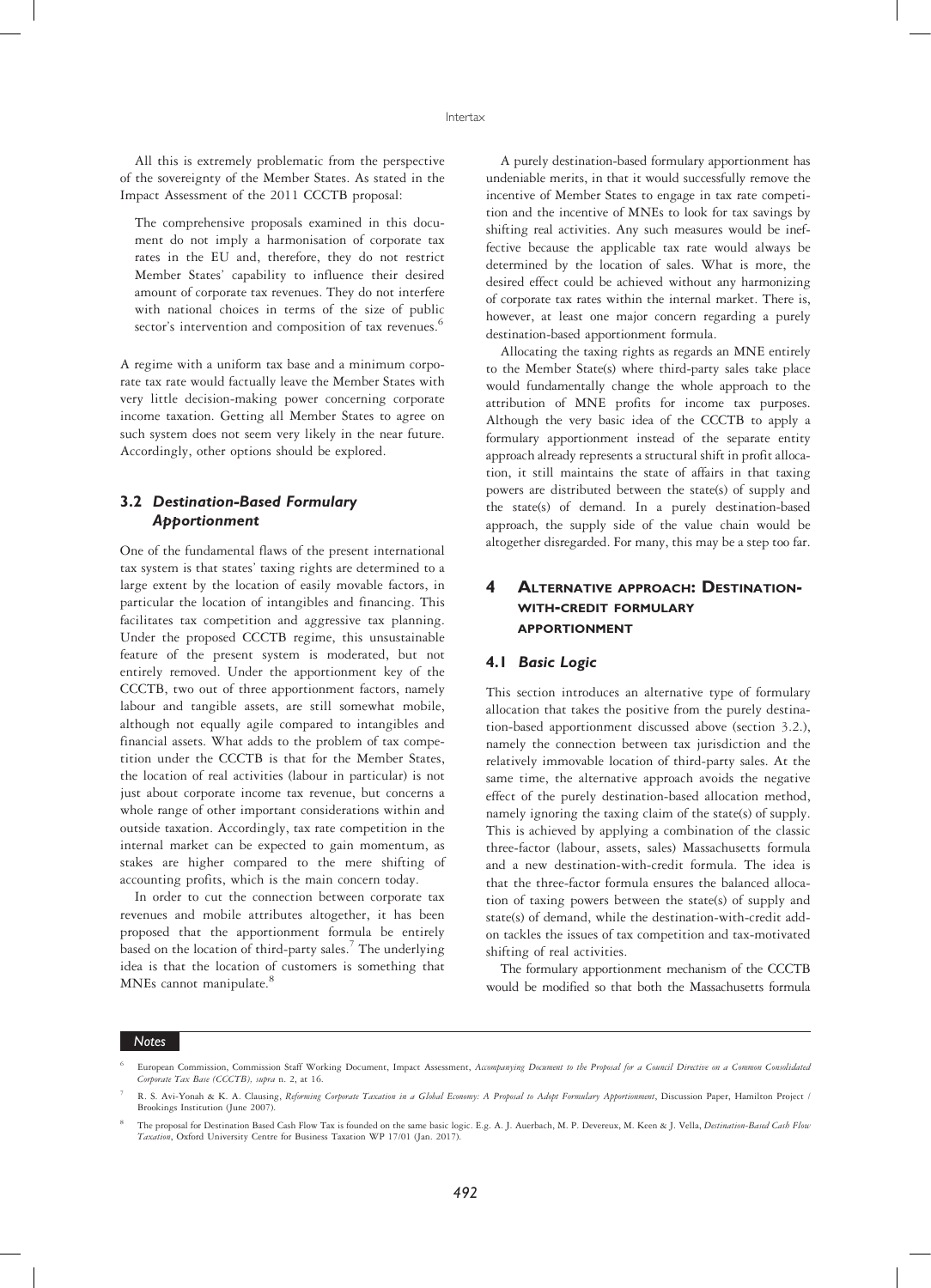All this is extremely problematic from the perspective of the sovereignty of the Member States. As stated in the Impact Assessment of the 2011 CCCTB proposal:

> The comprehensive proposals examined in this document do not imply a harmonisation of corporate tax rates in the EU and, therefore, they do not restrict Member States' capability to influence their desired amount of corporate tax revenues. They do not interfere with national choices in terms of the size of public sector's intervention and composition of tax revenues.[6]

A regime with a uniform tax base and a minimum corporate tax rate would factually leave the Member States with very little decision-making power concerning corporate income taxation. Getting all Member States to agree on such system does not seem very likely in the near future. Accordingly, other options should be explored.

### 3.2 *Destination-Based Formulary Apportionment*

One of the fundamental flaws of the present international tax system is that states' taxing rights are determined to a large extent by the location of easily movable factors, in particular the location of intangibles and financing. This facilitates tax competition and aggressive tax planning. Under the proposed CCCTB regime, this unsustainable feature of the present system is moderated, but not entirely removed. Under the apportionment key of the CCCTB, two out of three apportionment factors, namely labour and tangible assets, are still somewhat mobile, although not equally agile compared to intangibles and financial assets. What adds to the problem of tax competition under the CCCTB is that for the Member States, the location of real activities (labour in particular) is not just about corporate income tax revenue, but concerns a whole range of other important considerations within and outside taxation. Accordingly, tax rate competition in the internal market can be expected to gain momentum, as stakes are higher compared to the mere shifting of accounting profits, which is the main concern today.

In order to cut the connection between corporate tax revenues and mobile attributes altogether, it has been proposed that the apportionment formula be entirely based on the location of third-party sales.[7] The underlying idea is that the location of customers is something that MNEs cannot manipulate.[8]

A purely destination-based formulary apportionment has undeniable merits, in that it would successfully remove the incentive of Member States to engage in tax rate competition and the incentive of MNEs to look for tax savings by shifting real activities. Any such measures would be ineffective because the applicable tax rate would always be determined by the location of sales. What is more, the desired effect could be achieved without any harmonizing of corporate tax rates within the internal market. There is, however, at least one major concern regarding a purely destination-based apportionment formula.

Allocating the taxing rights as regards an MNE entirely to the Member State(s) where third-party sales take place would fundamentally change the whole approach to the attribution of MNE profits for income tax purposes. Although the very basic idea of the CCCTB to apply a formulary apportionment instead of the separate entity approach already represents a structural shift in profit allocation, it still maintains the state of affairs in that taxing powers are distributed between the state(s) of supply and the state(s) of demand. In a purely destination-based approach, the supply side of the value chain would be altogether disregarded. For many, this may be a step too far.

## 4 Alternative approach: Destination-with-credit formulary apportionment

### 4.1 *Basic Logic*

This section introduces an alternative type of formulary allocation that takes the positive from the purely destination-based apportionment discussed above (section 3.2.), namely the connection between tax jurisdiction and the relatively immovable location of third-party sales. At the same time, the alternative approach avoids the negative effect of the purely destination-based allocation method, namely ignoring the taxing claim of the state(s) of supply. This is achieved by applying a combination of the classic three-factor (labour, assets, sales) Massachusetts formula and a new destination-with-credit formula. The idea is that the three-factor formula ensures the balanced allocation of taxing powers between the state(s) of supply and state(s) of demand, while the destination-with-credit add-on tackles the issues of tax competition and tax-motivated shifting of real activities.

The formulary apportionment mechanism of the CCCTB would be modified so that both the Massachusetts formula

---

**Notes**

[6] European Commission, Commission Staff Working Document, Impact Assessment, *Accompanying Document to the Proposal for a Council Directive on a Common Consolidated Corporate Tax Base (CCCTB)*, *supra* n. 2, at 16.

[7] R. S. Avi-Yonah & K. A. Clausing, *Reforming Corporate Taxation in a Global Economy: A Proposal to Adopt Formulary Apportionment*, Discussion Paper, Hamilton Project / Brookings Institution (June 2007).

[8] The proposal for Destination Based Cash Flow Tax is founded on the same basic logic. E.g. A. J. Auerbach, M. P. Devereux, M. Keen & J. Vella, *Destination-Based Cash Flow Taxation*, Oxford University Centre for Business Taxation WP 17/01 (Jan. 2017).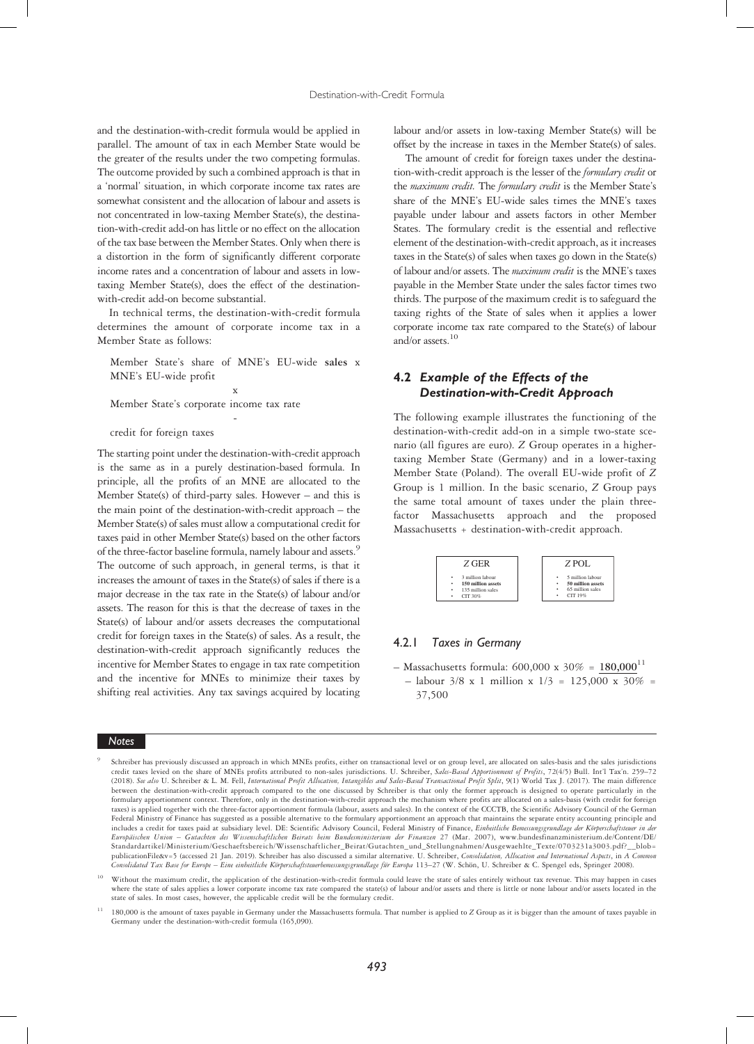and the destination-with-credit formula would be applied in parallel. The amount of tax in each Member State would be the greater of the results under the two competing formulas. The outcome provided by such a combined approach is that in a 'normal' situation, in which corporate income tax rates are somewhat consistent and the allocation of labour and assets is not concentrated in low-taxing Member State(s), the destination-with-credit add-on has little or no effect on the allocation of the tax base between the Member States. Only when there is a distortion in the form of significantly different corporate income rates and a concentration of labour and assets in low-taxing Member State(s), does the effect of the destination-with-credit add-on become substantial.

In technical terms, the destination-with-credit formula determines the amount of corporate income tax in a Member State as follows:

Member State's share of MNE's EU-wide **sales** x MNE's EU-wide profit

x

Member State's corporate income tax rate

-

credit for foreign taxes

The starting point under the destination-with-credit approach is the same as in a purely destination-based formula. In principle, all the profits of an MNE are allocated to the Member State(s) of third-party sales. However – and this is the main point of the destination-with-credit approach – the Member State(s) of sales must allow a computational credit for taxes paid in other Member State(s) based on the other factors of the three-factor baseline formula, namely labour and assets.[9] The outcome of such approach, in general terms, is that it increases the amount of taxes in the State(s) of sales if there is a major decrease in the tax rate in the State(s) of labour and/or assets. The reason for this is that the decrease of taxes in the State(s) of labour and/or assets decreases the computational credit for foreign taxes in the State(s) of sales. As a result, the destination-with-credit approach significantly reduces the incentive for Member States to engage in tax rate competition and the incentive for MNEs to minimize their taxes by shifting real activities. Any tax savings acquired by locating labour and/or assets in low-taxing Member State(s) will be offset by the increase in taxes in the Member State(s) of sales.

The amount of credit for foreign taxes under the destination-with-credit approach is the lesser of the *formulary credit* or the *maximum credit*. The *formulary credit* is the Member State's share of the MNE's EU-wide sales times the MNE's taxes payable under labour and assets factors in other Member States. The formulary credit is the essential and reflective element of the destination-with-credit approach, as it increases taxes in the State(s) of sales when taxes go down in the State(s) of labour and/or assets. The *maximum credit* is the MNE's taxes payable in the Member State under the sales factor times two thirds. The purpose of the maximum credit is to safeguard the taxing rights of the State of sales when it applies a lower corporate income tax rate compared to the State(s) of labour and/or assets.[10]

## 4.2 *Example of the Effects of the Destination-with-Credit Approach*

The following example illustrates the functioning of the destination-with-credit add-on in a simple two-state scenario (all figures are euro). *Z* Group operates in a higher-taxing Member State (Germany) and in a lower-taxing Member State (Poland). The overall EU-wide profit of *Z* Group is 1 million. In the basic scenario, *Z* Group pays the same total amount of taxes under the plain three-factor Massachusetts approach and the proposed Massachusetts + destination-with-credit approach.

| Z GER | Z POL |
|---|---|
| • 3 million labour<br>• **150 million assets**<br>• 135 million sales<br>• CIT 30% | • 5 million labour<br>• **50 million assets**<br>• 65 million sales<br>• CIT 19% |

### 4.2.1 *Taxes in Germany*

– Massachusetts formula: 600,000 x 30% = **180,000**[11]
  – labour 3/8 x 1 million x 1/3 = 125,000 x 30% = 37,500

---

[9] Schreiber has previously discussed an approach in which MNEs profits, either on transactional level or on group level, are allocated on sales-basis and the sales jurisdictions credit taxes levied on the share of MNEs profits attributed to non-sales jurisdictions. U. Schreiber, *Sales-Based Apportionment of Profits*, 72(4/5) Bull. Int'l Tax'n. 259–72 (2018). *See also* U. Schreiber & L. M. Fell, *International Profit Allocation, Intangibles and Sales-Based Transactional Profit Split*, 9(1) World Tax J. (2017). The main difference between the destination-with-credit approach compared to the one discussed by Schreiber is that only the former approach is designed to operate particularly in the formulary apportionment context. Therefore, only in the destination-with-credit approach the mechanism where profits are allocated on a sales-basis (with credit for foreign taxes) is applied together with the three-factor apportionment formula (labour, assets and sales). In the context of the CCCTB, the Scientific Advisory Council of the German Federal Ministry of Finance has suggested as a possible alternative to the formulary apportionment an approach that maintains the separate entity accounting principle and includes a credit for taxes paid at subsidiary level. DE: Scientific Advisory Council, Federal Ministry of Finance, *Einheitliche Bemessungsgrundlage der Körperschaftsteuer in der Europäischen Union – Gutachten des Wissenschaftlichen Beirats beim Bundesministerium der Finanzen* 27 (Mar. 2007), www.bundesfinanzministerium.de/Content/DE/Standardartikel/Ministerium/Geschaeftsbereich/Wissenschaftlicher_Beirat/Gutachten_und_Stellungnahmen/Ausgewaehlte_Texte/0703231a3003.pdf?__blob=publicationFile&v=5 (accessed 21 Jan. 2019). Schreiber has also discussed a similar alternative. U. Schreiber, *Consolidation, Allocation and International Aspects*, in *A Common Consolidated Tax Base for Europe – Eine einheitliche Körperschaftsteuerbemessungsgrundlage für Europa* 113–27 (W. Schön, U. Schreiber & C. Spengel eds, Springer 2008).

[10] Without the maximum credit, the application of the destination-with-credit formula could leave the state of sales entirely without tax revenue. This may happen in cases where the state of sales applies a lower corporate income tax rate compared the state(s) of labour and/or assets and there is little or none labour and/or assets located in the state of sales. In most cases, however, the applicable credit will be the formulary credit.

[11] 180,000 is the amount of taxes payable in Germany under the Massachusetts formula. That number is applied to *Z* Group as it is bigger than the amount of taxes payable in Germany under the destination-with-credit formula (165,090).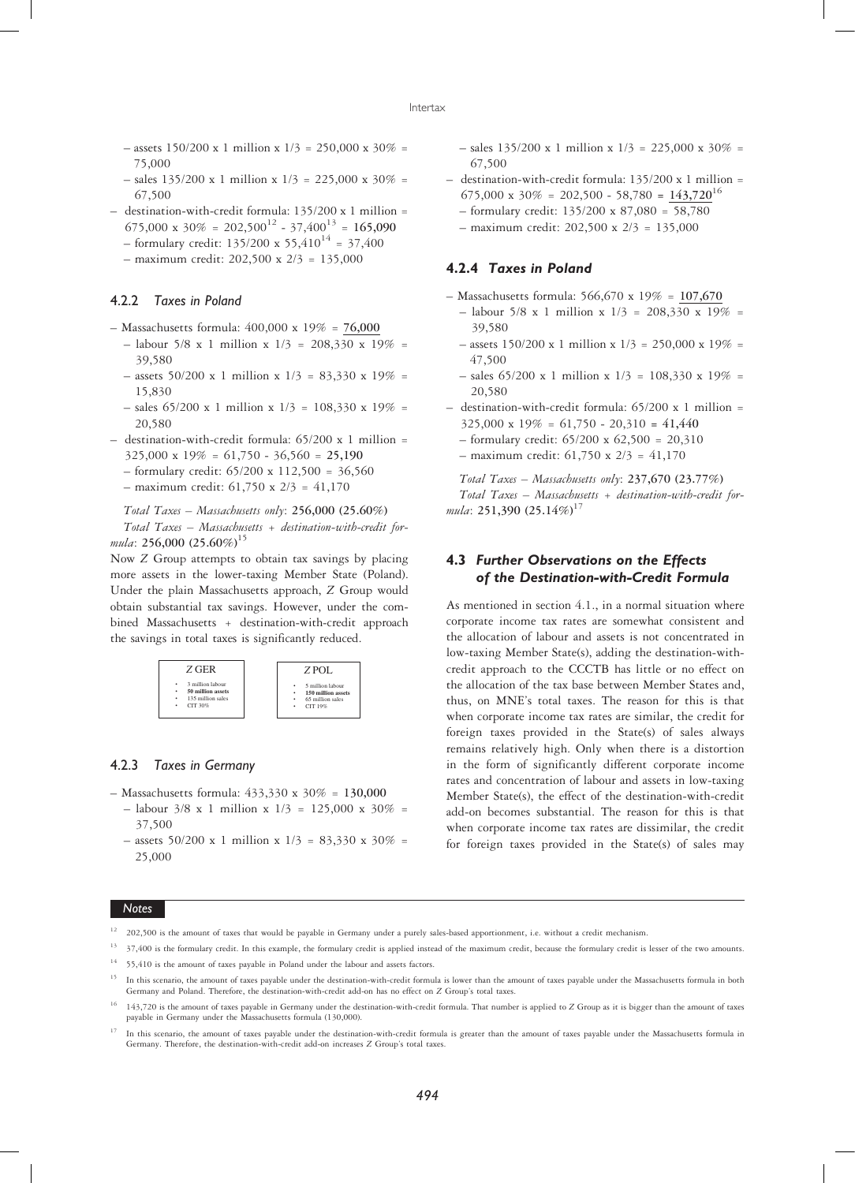– assets 150/200 x 1 million x 1/3 = 250,000 x 30% = 75,000

– sales 135/200 x 1 million x 1/3 = 225,000 x 30% = 67,500

– destination-with-credit formula: 135/200 x 1 million = 675,000 x 30% = 202,500[12] - 37,400[13] = **165,090**

– formulary credit: 135/200 x 55,410[14] = 37,400

– maximum credit: 202,500 x 2/3 = 135,000

### 4.2.2 *Taxes in Poland*

– Massachusetts formula: 400,000 x 19% = **76,000**

– labour 5/8 x 1 million x 1/3 = 208,330 x 19% = 39,580

– assets 50/200 x 1 million x 1/3 = 83,330 x 19% = 15,830

– sales 65/200 x 1 million x 1/3 = 108,330 x 19% = 20,580

– destination-with-credit formula: 65/200 x 1 million = 325,000 x 19% = 61,750 - 36,560 = **25,190**

– formulary credit: 65/200 x 112,500 = 36,560

– maximum credit: 61,750 x 2/3 = 41,170

*Total Taxes – Massachusetts only*: **256,000 (25.60%)**

*Total Taxes – Massachusetts + destination-with-credit formula*: **256,000 (25.60%)**[15]

Now Z Group attempts to obtain tax savings by placing more assets in the lower-taxing Member State (Poland). Under the plain Massachusetts approach, Z Group would obtain substantial tax savings. However, under the combined Massachusetts + destination-with-credit approach the savings in total taxes is significantly reduced.

| Z GER | Z POL |
|---|---|
| • 3 million labour<br>• **50 million assets**<br>• 135 million sales<br>• CIT 30% | • 5 million labour<br>• **150 million assets**<br>• 65 million sales<br>• CIT 19% |

### 4.2.3 *Taxes in Germany*

– Massachusetts formula: 433,330 x 30% = **130,000**

– labour 3/8 x 1 million x 1/3 = 125,000 x 30% = 37,500

– assets 50/200 x 1 million x 1/3 = 83,330 x 30% = 25,000

– sales 135/200 x 1 million x 1/3 = 225,000 x 30% = 67,500

– destination-with-credit formula: 135/200 x 1 million = 675,000 x 30% = 202,500 - 58,780 = **143,720**[16]

– formulary credit: 135/200 x 87,080 = 58,780

– maximum credit: 202,500 x 2/3 = 135,000

### 4.2.4 *Taxes in Poland*

– Massachusetts formula: 566,670 x 19% = **107,670**

– labour 5/8 x 1 million x 1/3 = 208,330 x 19% = 39,580

– assets 150/200 x 1 million x 1/3 = 250,000 x 19% = 47,500

– sales 65/200 x 1 million x 1/3 = 108,330 x 19% = 20,580

– destination-with-credit formula: 65/200 x 1 million = 325,000 x 19% = 61,750 - 20,310 = **41,440**

– formulary credit: 65/200 x 62,500 = 20,310

– maximum credit: 61,750 x 2/3 = 41,170

*Total Taxes – Massachusetts only*: **237,670 (23.77%)**

*Total Taxes – Massachusetts + destination-with-credit formula*: **251,390 (25.14%)**[17]

## 4.3 *Further Observations on the Effects of the Destination-with-Credit Formula*

As mentioned in section 4.1., in a normal situation where corporate income tax rates are somewhat consistent and the allocation of labour and assets is not concentrated in low-taxing Member State(s), adding the destination-with-credit approach to the CCCTB has little or no effect on the allocation of the tax base between Member States and, thus, on MNE's total taxes. The reason for this is that when corporate income tax rates are similar, the credit for foreign taxes provided in the State(s) of sales always remains relatively high. Only when there is a distortion in the form of significantly different corporate income rates and concentration of labour and assets in low-taxing Member State(s), the effect of the destination-with-credit add-on becomes substantial. The reason for this is that when corporate income tax rates are dissimilar, the credit for foreign taxes provided in the State(s) of sales may

---

**Notes**

[12] 202,500 is the amount of taxes that would be payable in Germany under a purely sales-based apportionment, i.e. without a credit mechanism.

[13] 37,400 is the formulary credit. In this example, the formulary credit is applied instead of the maximum credit, because the formulary credit is lesser of the two amounts.

[14] 55,410 is the amount of taxes payable in Poland under the labour and assets factors.

[15] In this scenario, the amount of taxes payable under the destination-with-credit formula is lower than the amount of taxes payable under the Massachusetts formula in both Germany and Poland. Therefore, the destination-with-credit add-on has no effect on Z Group's total taxes.

[16] 143,720 is the amount of taxes payable in Germany under the destination-with-credit formula. That number is applied to Z Group as it is bigger than the amount of taxes payable in Germany under the Massachusetts formula (130,000).

[17] In this scenario, the amount of taxes payable under the destination-with-credit formula is greater than the amount of taxes payable under the Massachusetts formula in Germany. Therefore, the destination-with-credit add-on increases Z Group's total taxes.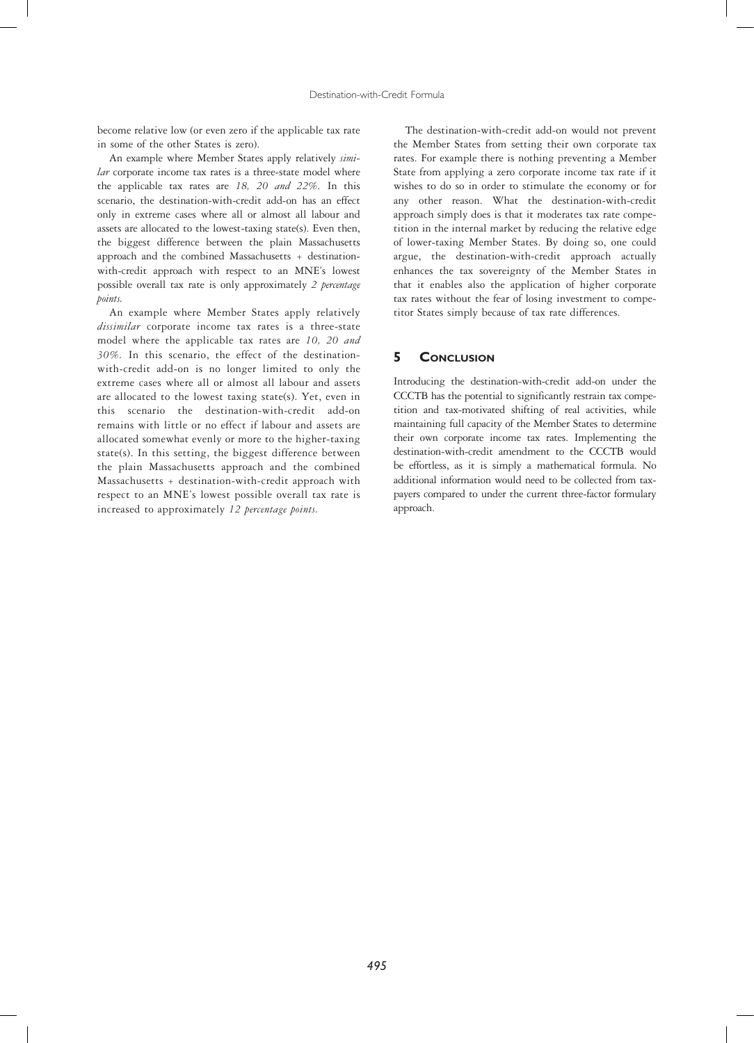become relative low (or even zero if the applicable tax rate in some of the other States is zero).

An example where Member States apply relatively *similar* corporate income tax rates is a three-state model where the applicable tax rates are *18, 20 and 22%*. In this scenario, the destination-with-credit add-on has an effect only in extreme cases where all or almost all labour and assets are allocated to the lowest-taxing state(s). Even then, the biggest difference between the plain Massachusetts approach and the combined Massachusetts + destination-with-credit approach with respect to an MNE's lowest possible overall tax rate is only approximately *2 percentage points*.

An example where Member States apply relatively *dissimilar* corporate income tax rates is a three-state model where the applicable tax rates are *10, 20 and 30%*. In this scenario, the effect of the destination-with-credit add-on is no longer limited to only the extreme cases where all or almost all labour and assets are allocated to the lowest taxing state(s). Yet, even in this scenario the destination-with-credit add-on remains with little or no effect if labour and assets are allocated somewhat evenly or more to the higher-taxing state(s). In this setting, the biggest difference between the plain Massachusetts approach and the combined Massachusetts + destination-with-credit approach with respect to an MNE's lowest possible overall tax rate is increased to approximately *12 percentage points*.

The destination-with-credit add-on would not prevent the Member States from setting their own corporate tax rates. For example there is nothing preventing a Member State from applying a zero corporate income tax rate if it wishes to do so in order to stimulate the economy or for any other reason. What the destination-with-credit approach simply does is that it moderates tax rate competition in the internal market by reducing the relative edge of lower-taxing Member States. By doing so, one could argue, the destination-with-credit approach actually enhances the tax sovereignty of the Member States in that it enables also the application of higher corporate tax rates without the fear of losing investment to competitor States simply because of tax rate differences.

## 5 Conclusion

Introducing the destination-with-credit add-on under the CCCTB has the potential to significantly restrain tax competition and tax-motivated shifting of real activities, while maintaining full capacity of the Member States to determine their own corporate income tax rates. Implementing the destination-with-credit amendment to the CCCTB would be effortless, as it is simply a mathematical formula. No additional information would need to be collected from taxpayers compared to under the current three-factor formulary approach.